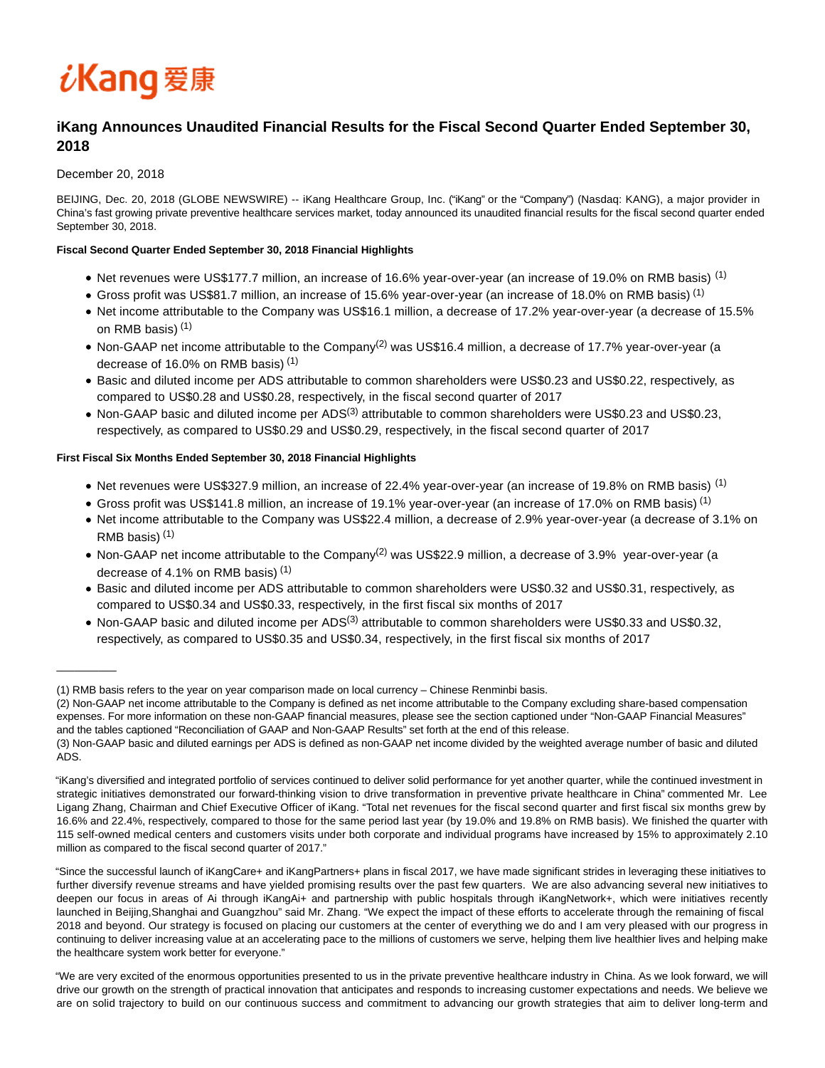iKang 爱康

# iKang Announces Unaudited Financial Results for the Fiscal Second Quarter Ended September 30, 2018

December 20, 2018

BEIJING, Dec. 20, 2018 (GLOBE NEWSWIRE) -- iKang Healthcare Group, Inc. ("iKang" or the "Company") (Nasdaq: KANG), a major provider in China's fast growing private preventive healthcare services market, today announced its unaudited financial results for the fiscal second quarter ended September 30, 2018.

**Fiscal Second Quarter Ended September 30, 2018 Financial Highlights**

- Net revenues were US$177.7 million, an increase of 16.6% year-over-year (an increase of 19.0% on RMB basis) [(1)]
- Gross profit was US$81.7 million, an increase of 15.6% year-over-year (an increase of 18.0% on RMB basis) [(1)]
- Net income attributable to the Company was US$16.1 million, a decrease of 17.2% year-over-year (a decrease of 15.5% on RMB basis) [(1)]
- Non-GAAP net income attributable to the Company[(2)] was US$16.4 million, a decrease of 17.7% year-over-year (a decrease of 16.0% on RMB basis) [(1)]
- Basic and diluted income per ADS attributable to common shareholders were US$0.23 and US$0.22, respectively, as compared to US$0.28 and US$0.28, respectively, in the fiscal second quarter of 2017
- Non-GAAP basic and diluted income per ADS[(3)] attributable to common shareholders were US$0.23 and US$0.23, respectively, as compared to US$0.29 and US$0.29, respectively, in the fiscal second quarter of 2017

**First Fiscal Six Months Ended September 30, 2018 Financial Highlights**

- Net revenues were US$327.9 million, an increase of 22.4% year-over-year (an increase of 19.8% on RMB basis) [(1)]
- Gross profit was US$141.8 million, an increase of 19.1% year-over-year (an increase of 17.0% on RMB basis) [(1)]
- Net income attributable to the Company was US$22.4 million, a decrease of 2.9% year-over-year (a decrease of 3.1% on RMB basis) [(1)]
- Non-GAAP net income attributable to the Company[(2)] was US$22.9 million, a decrease of 3.9% year-over-year (a decrease of 4.1% on RMB basis) [(1)]
- Basic and diluted income per ADS attributable to common shareholders were US$0.32 and US$0.31, respectively, as compared to US$0.34 and US$0.33, respectively, in the first fiscal six months of 2017
- Non-GAAP basic and diluted income per ADS[(3)] attributable to common shareholders were US$0.33 and US$0.32, respectively, as compared to US$0.35 and US$0.34, respectively, in the first fiscal six months of 2017

---

(1) RMB basis refers to the year on year comparison made on local currency – Chinese Renminbi basis.
(2) Non-GAAP net income attributable to the Company is defined as net income attributable to the Company excluding share-based compensation expenses. For more information on these non-GAAP financial measures, please see the section captioned under "Non-GAAP Financial Measures" and the tables captioned "Reconciliation of GAAP and Non-GAAP Results" set forth at the end of this release.
(3) Non-GAAP basic and diluted earnings per ADS is defined as non-GAAP net income divided by the weighted average number of basic and diluted ADS.

"iKang's diversified and integrated portfolio of services continued to deliver solid performance for yet another quarter, while the continued investment in strategic initiatives demonstrated our forward-thinking vision to drive transformation in preventive private healthcare in China" commented Mr. Lee Ligang Zhang, Chairman and Chief Executive Officer of iKang. "Total net revenues for the fiscal second quarter and first fiscal six months grew by 16.6% and 22.4%, respectively, compared to those for the same period last year (by 19.0% and 19.8% on RMB basis). We finished the quarter with 115 self-owned medical centers and customers visits under both corporate and individual programs have increased by 15% to approximately 2.10 million as compared to the fiscal second quarter of 2017."

"Since the successful launch of iKangCare+ and iKangPartners+ plans in fiscal 2017, we have made significant strides in leveraging these initiatives to further diversify revenue streams and have yielded promising results over the past few quarters. We are also advancing several new initiatives to deepen our focus in areas of Ai through iKangAi+ and partnership with public hospitals through iKangNetwork+, which were initiatives recently launched in Beijing,Shanghai and Guangzhou" said Mr. Zhang. "We expect the impact of these efforts to accelerate through the remaining of fiscal 2018 and beyond. Our strategy is focused on placing our customers at the center of everything we do and I am very pleased with our progress in continuing to deliver increasing value at an accelerating pace to the millions of customers we serve, helping them live healthier lives and helping make the healthcare system work better for everyone."

"We are very excited of the enormous opportunities presented to us in the private preventive healthcare industry in China. As we look forward, we will drive our growth on the strength of practical innovation that anticipates and responds to increasing customer expectations and needs. We believe we are on solid trajectory to build on our continuous success and commitment to advancing our growth strategies that aim to deliver long-term and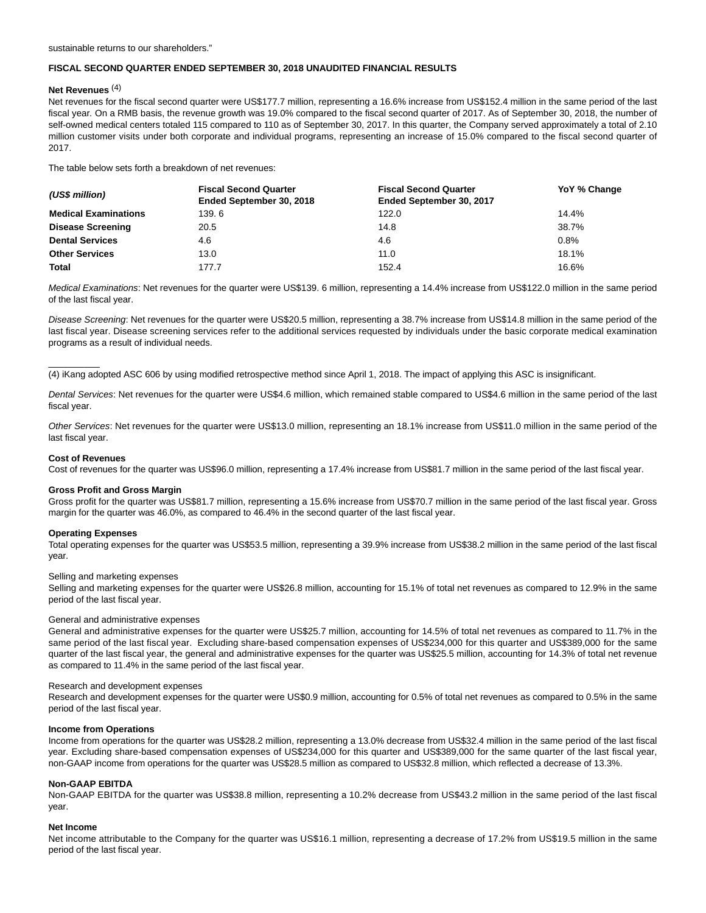sustainable returns to our shareholders."

**FISCAL SECOND QUARTER ENDED SEPTEMBER 30, 2018 UNAUDITED FINANCIAL RESULTS**

**Net Revenues** (4)

Net revenues for the fiscal second quarter were US$177.7 million, representing a 16.6% increase from US$152.4 million in the same period of the last fiscal year. On a RMB basis, the revenue growth was 19.0% compared to the fiscal second quarter of 2017. As of September 30, 2018, the number of self-owned medical centers totaled 115 compared to 110 as of September 30, 2017. In this quarter, the Company served approximately a total of 2.10 million customer visits under both corporate and individual programs, representing an increase of 15.0% compared to the fiscal second quarter of 2017.

The table below sets forth a breakdown of net revenues:

| *(US$ million)* | Fiscal Second Quarter Ended September 30, 2018 | Fiscal Second Quarter Ended September 30, 2017 | YoY % Change |
|---|---|---|---|
| **Medical Examinations** | 139. 6 | 122.0 | 14.4% |
| **Disease Screening** | 20.5 | 14.8 | 38.7% |
| **Dental Services** | 4.6 | 4.6 | 0.8% |
| **Other Services** | 13.0 | 11.0 | 18.1% |
| **Total** | 177.7 | 152.4 | 16.6% |

*Medical Examinations*: Net revenues for the quarter were US$139. 6 million, representing a 14.4% increase from US$122.0 million in the same period of the last fiscal year.

*Disease Screening*: Net revenues for the quarter were US$20.5 million, representing a 38.7% increase from US$14.8 million in the same period of the last fiscal year. Disease screening services refer to the additional services requested by individuals under the basic corporate medical examination programs as a result of individual needs.

---

(4) iKang adopted ASC 606 by using modified retrospective method since April 1, 2018. The impact of applying this ASC is insignificant.

*Dental Services*: Net revenues for the quarter were US$4.6 million, which remained stable compared to US$4.6 million in the same period of the last fiscal year.

*Other Services*: Net revenues for the quarter were US$13.0 million, representing an 18.1% increase from US$11.0 million in the same period of the last fiscal year.

**Cost of Revenues**

Cost of revenues for the quarter was US$96.0 million, representing a 17.4% increase from US$81.7 million in the same period of the last fiscal year.

**Gross Profit and Gross Margin**

Gross profit for the quarter was US$81.7 million, representing a 15.6% increase from US$70.7 million in the same period of the last fiscal year. Gross margin for the quarter was 46.0%, as compared to 46.4% in the second quarter of the last fiscal year.

**Operating Expenses**

Total operating expenses for the quarter was US$53.5 million, representing a 39.9% increase from US$38.2 million in the same period of the last fiscal year.

Selling and marketing expenses

Selling and marketing expenses for the quarter were US$26.8 million, accounting for 15.1% of total net revenues as compared to 12.9% in the same period of the last fiscal year.

General and administrative expenses

General and administrative expenses for the quarter were US$25.7 million, accounting for 14.5% of total net revenues as compared to 11.7% in the same period of the last fiscal year. Excluding share-based compensation expenses of US$234,000 for this quarter and US$389,000 for the same quarter of the last fiscal year, the general and administrative expenses for the quarter was US$25.5 million, accounting for 14.3% of total net revenue as compared to 11.4% in the same period of the last fiscal year.

Research and development expenses

Research and development expenses for the quarter were US$0.9 million, accounting for 0.5% of total net revenues as compared to 0.5% in the same period of the last fiscal year.

**Income from Operations**

Income from operations for the quarter was US$28.2 million, representing a 13.0% decrease from US$32.4 million in the same period of the last fiscal year. Excluding share-based compensation expenses of US$234,000 for this quarter and US$389,000 for the same quarter of the last fiscal year, non-GAAP income from operations for the quarter was US$28.5 million as compared to US$32.8 million, which reflected a decrease of 13.3%.

**Non-GAAP EBITDA**

Non-GAAP EBITDA for the quarter was US$38.8 million, representing a 10.2% decrease from US$43.2 million in the same period of the last fiscal year.

**Net Income**

Net income attributable to the Company for the quarter was US$16.1 million, representing a decrease of 17.2% from US$19.5 million in the same period of the last fiscal year.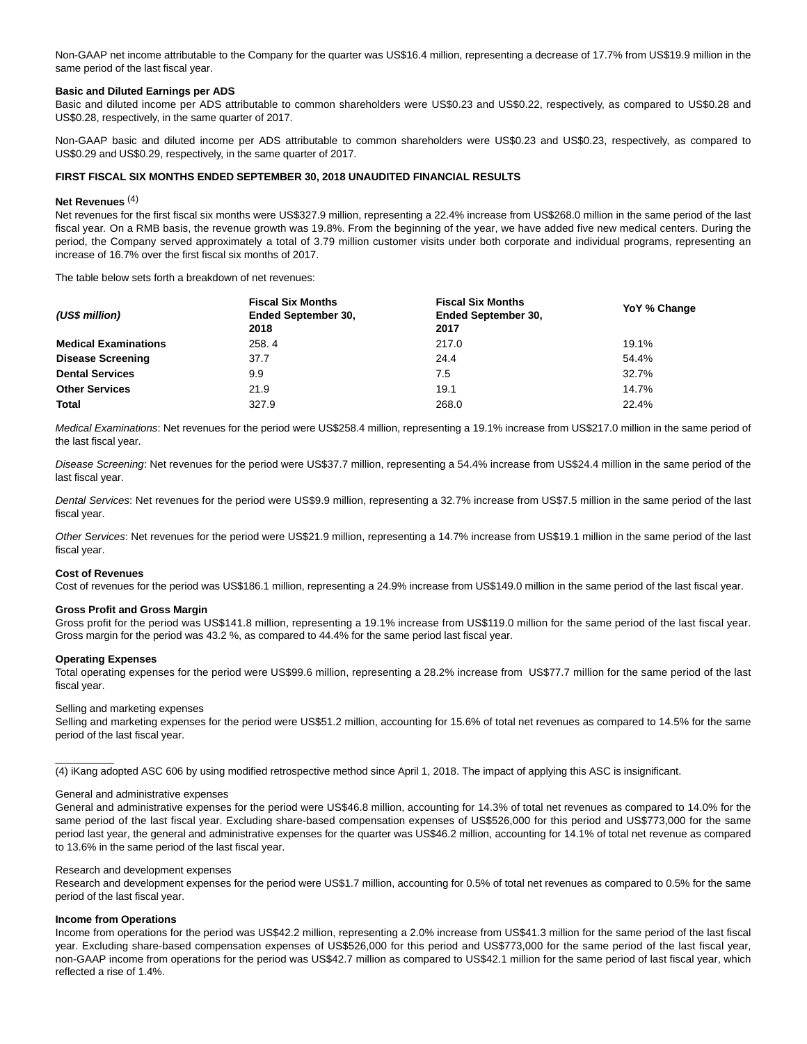Non-GAAP net income attributable to the Company for the quarter was US$16.4 million, representing a decrease of 17.7% from US$19.9 million in the same period of the last fiscal year.

**Basic and Diluted Earnings per ADS**

Basic and diluted income per ADS attributable to common shareholders were US$0.23 and US$0.22, respectively, as compared to US$0.28 and US$0.28, respectively, in the same quarter of 2017.

Non-GAAP basic and diluted income per ADS attributable to common shareholders were US$0.23 and US$0.23, respectively, as compared to US$0.29 and US$0.29, respectively, in the same quarter of 2017.

**FIRST FISCAL SIX MONTHS ENDED SEPTEMBER 30, 2018 UNAUDITED FINANCIAL RESULTS**

**Net Revenues** (4)

Net revenues for the first fiscal six months were US$327.9 million, representing a 22.4% increase from US$268.0 million in the same period of the last fiscal year. On a RMB basis, the revenue growth was 19.8%. From the beginning of the year, we have added five new medical centers. During the period, the Company served approximately a total of 3.79 million customer visits under both corporate and individual programs, representing an increase of 16.7% over the first fiscal six months of 2017.

The table below sets forth a breakdown of net revenues:

| *(US$ million)* | Fiscal Six Months Ended September 30, 2018 | Fiscal Six Months Ended September 30, 2017 | YoY % Change |
|---|---|---|---|
| **Medical Examinations** | 258. 4 | 217.0 | 19.1% |
| **Disease Screening** | 37.7 | 24.4 | 54.4% |
| **Dental Services** | 9.9 | 7.5 | 32.7% |
| **Other Services** | 21.9 | 19.1 | 14.7% |
| **Total** | 327.9 | 268.0 | 22.4% |

*Medical Examinations*: Net revenues for the period were US$258.4 million, representing a 19.1% increase from US$217.0 million in the same period of the last fiscal year.

*Disease Screening*: Net revenues for the period were US$37.7 million, representing a 54.4% increase from US$24.4 million in the same period of the last fiscal year.

*Dental Services*: Net revenues for the period were US$9.9 million, representing a 32.7% increase from US$7.5 million in the same period of the last fiscal year.

*Other Services*: Net revenues for the period were US$21.9 million, representing a 14.7% increase from US$19.1 million in the same period of the last fiscal year.

**Cost of Revenues**

Cost of revenues for the period was US$186.1 million, representing a 24.9% increase from US$149.0 million in the same period of the last fiscal year.

**Gross Profit and Gross Margin**

Gross profit for the period was US$141.8 million, representing a 19.1% increase from US$119.0 million for the same period of the last fiscal year. Gross margin for the period was 43.2 %, as compared to 44.4% for the same period last fiscal year.

**Operating Expenses**

Total operating expenses for the period were US$99.6 million, representing a 28.2% increase from US$77.7 million for the same period of the last fiscal year.

Selling and marketing expenses

Selling and marketing expenses for the period were US$51.2 million, accounting for 15.6% of total net revenues as compared to 14.5% for the same period of the last fiscal year.

(4) iKang adopted ASC 606 by using modified retrospective method since April 1, 2018. The impact of applying this ASC is insignificant.

General and administrative expenses

General and administrative expenses for the period were US$46.8 million, accounting for 14.3% of total net revenues as compared to 14.0% for the same period of the last fiscal year. Excluding share-based compensation expenses of US$526,000 for this period and US$773,000 for the same period last year, the general and administrative expenses for the quarter was US$46.2 million, accounting for 14.1% of total net revenue as compared to 13.6% in the same period of the last fiscal year.

Research and development expenses

Research and development expenses for the period were US$1.7 million, accounting for 0.5% of total net revenues as compared to 0.5% for the same period of the last fiscal year.

**Income from Operations**

Income from operations for the period was US$42.2 million, representing a 2.0% increase from US$41.3 million for the same period of the last fiscal year. Excluding share-based compensation expenses of US$526,000 for this period and US$773,000 for the same period of the last fiscal year, non-GAAP income from operations for the period was US$42.7 million as compared to US$42.1 million for the same period of last fiscal year, which reflected a rise of 1.4%.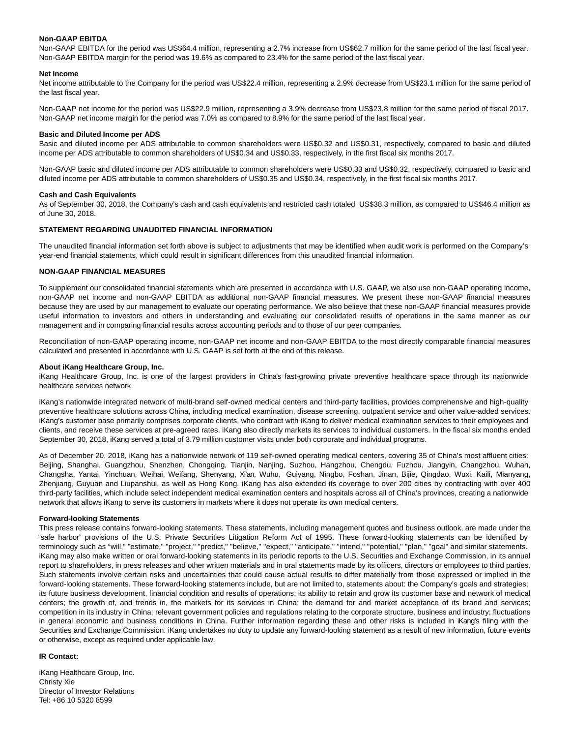**Non-GAAP EBITDA**

Non-GAAP EBITDA for the period was US$64.4 million, representing a 2.7% increase from US$62.7 million for the same period of the last fiscal year. Non-GAAP EBITDA margin for the period was 19.6% as compared to 23.4% for the same period of the last fiscal year.

**Net Income**

Net income attributable to the Company for the period was US$22.4 million, representing a 2.9% decrease from US$23.1 million for the same period of the last fiscal year.

Non-GAAP net income for the period was US$22.9 million, representing a 3.9% decrease from US$23.8 million for the same period of fiscal 2017. Non-GAAP net income margin for the period was 7.0% as compared to 8.9% for the same period of the last fiscal year.

**Basic and Diluted Income per ADS**

Basic and diluted income per ADS attributable to common shareholders were US$0.32 and US$0.31, respectively, compared to basic and diluted income per ADS attributable to common shareholders of US$0.34 and US$0.33, respectively, in the first fiscal six months 2017.

Non-GAAP basic and diluted income per ADS attributable to common shareholders were US$0.33 and US$0.32, respectively, compared to basic and diluted income per ADS attributable to common shareholders of US$0.35 and US$0.34, respectively, in the first fiscal six months 2017.

**Cash and Cash Equivalents**

As of September 30, 2018, the Company's cash and cash equivalents and restricted cash totaled US$38.3 million, as compared to US$46.4 million as of June 30, 2018.

**STATEMENT REGARDING UNAUDITED FINANCIAL INFORMATION**

The unaudited financial information set forth above is subject to adjustments that may be identified when audit work is performed on the Company's year-end financial statements, which could result in significant differences from this unaudited financial information.

**NON-GAAP FINANCIAL MEASURES**

To supplement our consolidated financial statements which are presented in accordance with U.S. GAAP, we also use non-GAAP operating income, non-GAAP net income and non-GAAP EBITDA as additional non-GAAP financial measures. We present these non-GAAP financial measures because they are used by our management to evaluate our operating performance. We also believe that these non-GAAP financial measures provide useful information to investors and others in understanding and evaluating our consolidated results of operations in the same manner as our management and in comparing financial results across accounting periods and to those of our peer companies.

Reconciliation of non-GAAP operating income, non-GAAP net income and non-GAAP EBITDA to the most directly comparable financial measures calculated and presented in accordance with U.S. GAAP is set forth at the end of this release.

**About iKang Healthcare Group, Inc.**

iKang Healthcare Group, Inc. is one of the largest providers in China's fast-growing private preventive healthcare space through its nationwide healthcare services network.

iKang's nationwide integrated network of multi-brand self-owned medical centers and third-party facilities, provides comprehensive and high-quality preventive healthcare solutions across China, including medical examination, disease screening, outpatient service and other value-added services. iKang's customer base primarily comprises corporate clients, who contract with iKang to deliver medical examination services to their employees and clients, and receive these services at pre-agreed rates. iKang also directly markets its services to individual customers. In the fiscal six months ended September 30, 2018, iKang served a total of 3.79 million customer visits under both corporate and individual programs.

As of December 20, 2018, iKang has a nationwide network of 119 self-owned operating medical centers, covering 35 of China's most affluent cities: Beijing, Shanghai, Guangzhou, Shenzhen, Chongqing, Tianjin, Nanjing, Suzhou, Hangzhou, Chengdu, Fuzhou, Jiangyin, Changzhou, Wuhan, Changsha, Yantai, Yinchuan, Weihai, Weifang, Shenyang, Xi'an, Wuhu, Guiyang, Ningbo, Foshan, Jinan, Bijie, Qingdao, Wuxi, Kaili, Mianyang, Zhenjiang, Guyuan and Liupanshui, as well as Hong Kong. iKang has also extended its coverage to over 200 cities by contracting with over 400 third-party facilities, which include select independent medical examination centers and hospitals across all of China's provinces, creating a nationwide network that allows iKang to serve its customers in markets where it does not operate its own medical centers.

**Forward-looking Statements**

This press release contains forward-looking statements. These statements, including management quotes and business outlook, are made under the "safe harbor" provisions of the U.S. Private Securities Litigation Reform Act of 1995. These forward-looking statements can be identified by terminology such as "will," "estimate," "project," "predict," "believe," "expect," "anticipate," "intend," "potential," "plan," "goal" and similar statements. iKang may also make written or oral forward-looking statements in its periodic reports to the U.S. Securities and Exchange Commission, in its annual report to shareholders, in press releases and other written materials and in oral statements made by its officers, directors or employees to third parties. Such statements involve certain risks and uncertainties that could cause actual results to differ materially from those expressed or implied in the forward-looking statements. These forward-looking statements include, but are not limited to, statements about: the Company's goals and strategies; its future business development, financial condition and results of operations; its ability to retain and grow its customer base and network of medical centers; the growth of, and trends in, the markets for its services in China; the demand for and market acceptance of its brand and services; competition in its industry in China; relevant government policies and regulations relating to the corporate structure, business and industry; fluctuations in general economic and business conditions in China. Further information regarding these and other risks is included in iKang's filing with the Securities and Exchange Commission. iKang undertakes no duty to update any forward-looking statement as a result of new information, future events or otherwise, except as required under applicable law.

**IR Contact:**

iKang Healthcare Group, Inc.
Christy Xie
Director of Investor Relations
Tel: +86 10 5320 8599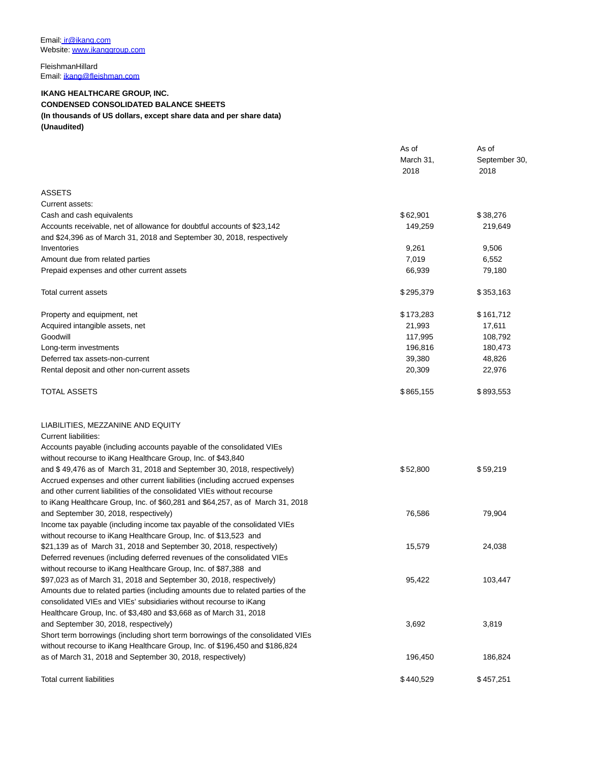Email: ir@ikang.com
Website: www.ikanggroup.com

FleishmanHillard
Email: ikang@fleishman.com

**IKANG HEALTHCARE GROUP, INC.**
**CONDENSED CONSOLIDATED BALANCE SHEETS**
**(In thousands of US dollars, except share data and per share data)**
**(Unaudited)**

| | As of March 31, 2018 | As of September 30, 2018 |
|---|---|---|
| ASSETS | | |
| Current assets: | | |
| Cash and cash equivalents | $62,901 | $38,276 |
| Accounts receivable, net of allowance for doubtful accounts of $23,142 and $24,396 as of March 31, 2018 and September 30, 2018, respectively | 149,259 | 219,649 |
| Inventories | 9,261 | 9,506 |
| Amount due from related parties | 7,019 | 6,552 |
| Prepaid expenses and other current assets | 66,939 | 79,180 |
| Total current assets | $295,379 | $353,163 |
| Property and equipment, net | $173,283 | $161,712 |
| Acquired intangible assets, net | 21,993 | 17,611 |
| Goodwill | 117,995 | 108,792 |
| Long-term investments | 196,816 | 180,473 |
| Deferred tax assets-non-current | 39,380 | 48,826 |
| Rental deposit and other non-current assets | 20,309 | 22,976 |
| TOTAL ASSETS | $865,155 | $893,553 |
| LIABILITIES, MEZZANINE AND EQUITY | | |
| Current liabilities: | | |
| Accounts payable (including accounts payable of the consolidated VIEs without recourse to iKang Healthcare Group, Inc. of $43,840 and $ 49,476 as of March 31, 2018 and September 30, 2018, respectively) | $52,800 | $59,219 |
| Accrued expenses and other current liabilities (including accrued expenses and other current liabilities of the consolidated VIEs without recourse to iKang Healthcare Group, Inc. of $60,281 and $64,257, as of March 31, 2018 and September 30, 2018, respectively) | 76,586 | 79,904 |
| Income tax payable (including income tax payable of the consolidated VIEs without recourse to iKang Healthcare Group, Inc. of $13,523 and $21,139 as of March 31, 2018 and September 30, 2018, respectively) | 15,579 | 24,038 |
| Deferred revenues (including deferred revenues of the consolidated VIEs without recourse to iKang Healthcare Group, Inc. of $87,388 and $97,023 as of March 31, 2018 and September 30, 2018, respectively) | 95,422 | 103,447 |
| Amounts due to related parties (including amounts due to related parties of the consolidated VIEs and VIEs' subsidiaries without recourse to iKang Healthcare Group, Inc. of $3,480 and $3,668 as of March 31, 2018 and September 30, 2018, respectively) | 3,692 | 3,819 |
| Short term borrowings (including short term borrowings of the consolidated VIEs without recourse to iKang Healthcare Group, Inc. of $196,450 and $186,824 as of March 31, 2018 and September 30, 2018, respectively) | 196,450 | 186,824 |
| Total current liabilities | $440,529 | $457,251 |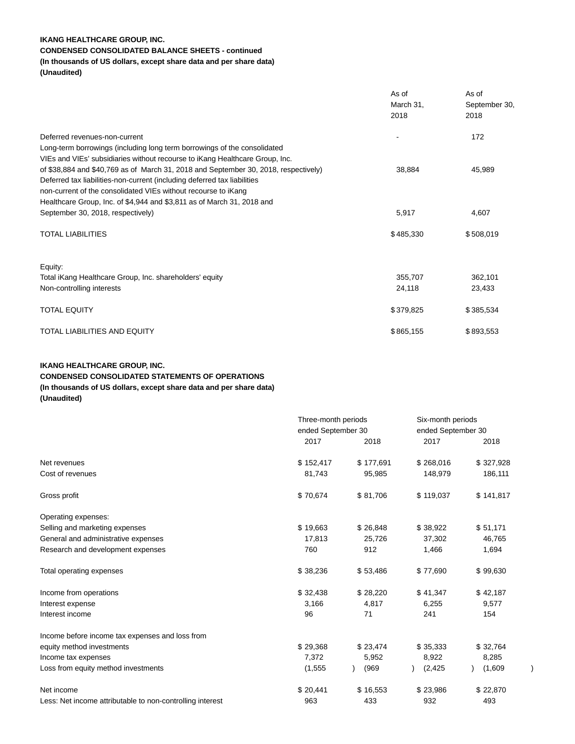**IKANG HEALTHCARE GROUP, INC.**
**CONDENSED CONSOLIDATED BALANCE SHEETS - continued**
**(In thousands of US dollars, except share data and per share data)**
**(Unaudited)**

| | As of March 31, 2018 | As of September 30, 2018 |
|---|---|---|
| Deferred revenues-non-current | - | 172 |
| Long-term borrowings (including long term borrowings of the consolidated VIEs and VIEs' subsidiaries without recourse to iKang Healthcare Group, Inc. of $38,884 and $40,769 as of March 31, 2018 and September 30, 2018, respectively) | 38,884 | 45,989 |
| Deferred tax liabilities-non-current (including deferred tax liabilities non-current of the consolidated VIEs without recourse to iKang Healthcare Group, Inc. of $4,944 and $3,811 as of March 31, 2018 and September 30, 2018, respectively) | 5,917 | 4,607 |
| TOTAL LIABILITIES | $485,330 | $508,019 |
| | | |
| Equity: | | |
| Total iKang Healthcare Group, Inc. shareholders' equity | 355,707 | 362,101 |
| Non-controlling interests | 24,118 | 23,433 |
| TOTAL EQUITY | $379,825 | $385,534 |
| TOTAL LIABILITIES AND EQUITY | $865,155 | $893,553 |

**IKANG HEALTHCARE GROUP, INC.**
**CONDENSED CONSOLIDATED STATEMENTS OF OPERATIONS**
**(In thousands of US dollars, except share data and per share data)**
**(Unaudited)**

| | Three-month periods ended September 30 | | Six-month periods ended September 30 | |
|---|---|---|---|---|
| | 2017 | 2018 | 2017 | 2018 |
| Net revenues | $ 152,417 | $ 177,691 | $ 268,016 | $ 327,928 |
| Cost of revenues | 81,743 | 95,985 | 148,979 | 186,111 |
| Gross profit | $ 70,674 | $ 81,706 | $ 119,037 | $ 141,817 |
| Operating expenses: | | | | |
| Selling and marketing expenses | $ 19,663 | $ 26,848 | $ 38,922 | $ 51,171 |
| General and administrative expenses | 17,813 | 25,726 | 37,302 | 46,765 |
| Research and development expenses | 760 | 912 | 1,466 | 1,694 |
| Total operating expenses | $ 38,236 | $ 53,486 | $ 77,690 | $ 99,630 |
| Income from operations | $ 32,438 | $ 28,220 | $ 41,347 | $ 42,187 |
| Interest expense | 3,166 | 4,817 | 6,255 | 9,577 |
| Interest income | 96 | 71 | 241 | 154 |
| Income before income tax expenses and loss from equity method investments | $ 29,368 | $ 23,474 | $ 35,333 | $ 32,764 |
| Income tax expenses | 7,372 | 5,952 | 8,922 | 8,285 |
| Loss from equity method investments | (1,555) | (969) | (2,425) | (1,609) |
| Net income | $ 20,441 | $ 16,553 | $ 23,986 | $ 22,870 |
| Less: Net income attributable to non-controlling interest | 963 | 433 | 932 | 493 |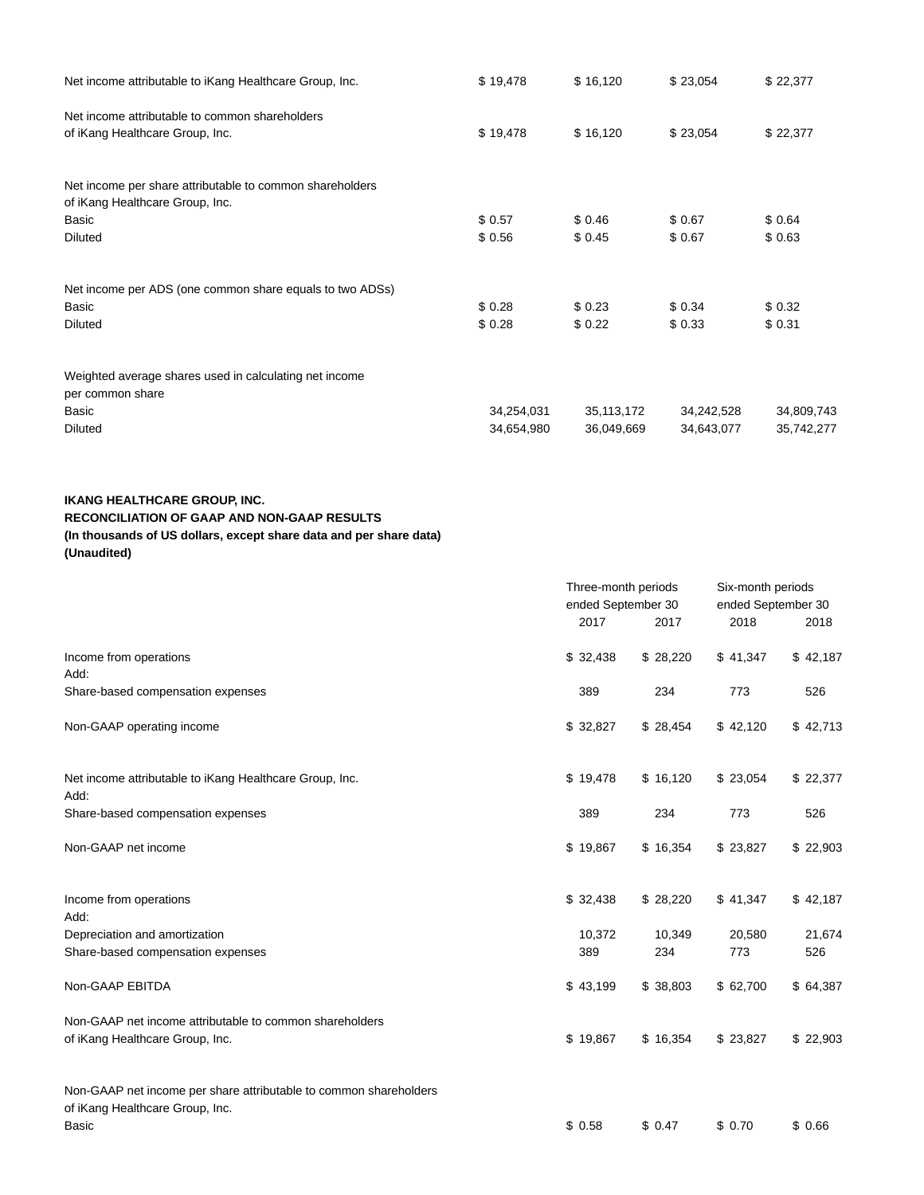| | | | | |
|---|---|---|---|---|
| Net income attributable to iKang Healthcare Group, Inc. | $ 19,478 | $ 16,120 | $ 23,054 | $ 22,377 |
| Net income attributable to common shareholders of iKang Healthcare Group, Inc. | $ 19,478 | $ 16,120 | $ 23,054 | $ 22,377 |
| Net income per share attributable to common shareholders of iKang Healthcare Group, Inc. | | | | |
| Basic | $ 0.57 | $ 0.46 | $ 0.67 | $ 0.64 |
| Diluted | $ 0.56 | $ 0.45 | $ 0.67 | $ 0.63 |
| Net income per ADS (one common share equals to two ADSs) | | | | |
| Basic | $ 0.28 | $ 0.23 | $ 0.34 | $ 0.32 |
| Diluted | $ 0.28 | $ 0.22 | $ 0.33 | $ 0.31 |
| Weighted average shares used in calculating net income per common share | | | | |
| Basic | 34,254,031 | 35,113,172 | 34,242,528 | 34,809,743 |
| Diluted | 34,654,980 | 36,049,669 | 34,643,077 | 35,742,277 |

**IKANG HEALTHCARE GROUP, INC.**
**RECONCILIATION OF GAAP AND NON-GAAP RESULTS**
**(In thousands of US dollars, except share data and per share data)**
**(Unaudited)**

| | Three-month periods ended September 30 | | Six-month periods ended September 30 | |
|---|---|---|---|---|
| | 2017 | 2017 | 2018 | 2018 |
| Income from operations | $ 32,438 | $ 28,220 | $ 41,347 | $ 42,187 |
| Add: | | | | |
| Share-based compensation expenses | 389 | 234 | 773 | 526 |
| Non-GAAP operating income | $ 32,827 | $ 28,454 | $ 42,120 | $ 42,713 |
| Net income attributable to iKang Healthcare Group, Inc. | $ 19,478 | $ 16,120 | $ 23,054 | $ 22,377 |
| Add: | | | | |
| Share-based compensation expenses | 389 | 234 | 773 | 526 |
| Non-GAAP net income | $ 19,867 | $ 16,354 | $ 23,827 | $ 22,903 |
| Income from operations | $ 32,438 | $ 28,220 | $ 41,347 | $ 42,187 |
| Add: | | | | |
| Depreciation and amortization | 10,372 | 10,349 | 20,580 | 21,674 |
| Share-based compensation expenses | 389 | 234 | 773 | 526 |
| Non-GAAP EBITDA | $ 43,199 | $ 38,803 | $ 62,700 | $ 64,387 |
| Non-GAAP net income attributable to common shareholders of iKang Healthcare Group, Inc. | $ 19,867 | $ 16,354 | $ 23,827 | $ 22,903 |
| Non-GAAP net income per share attributable to common shareholders of iKang Healthcare Group, Inc. | | | | |
| Basic | $ 0.58 | $ 0.47 | $ 0.70 | $ 0.66 |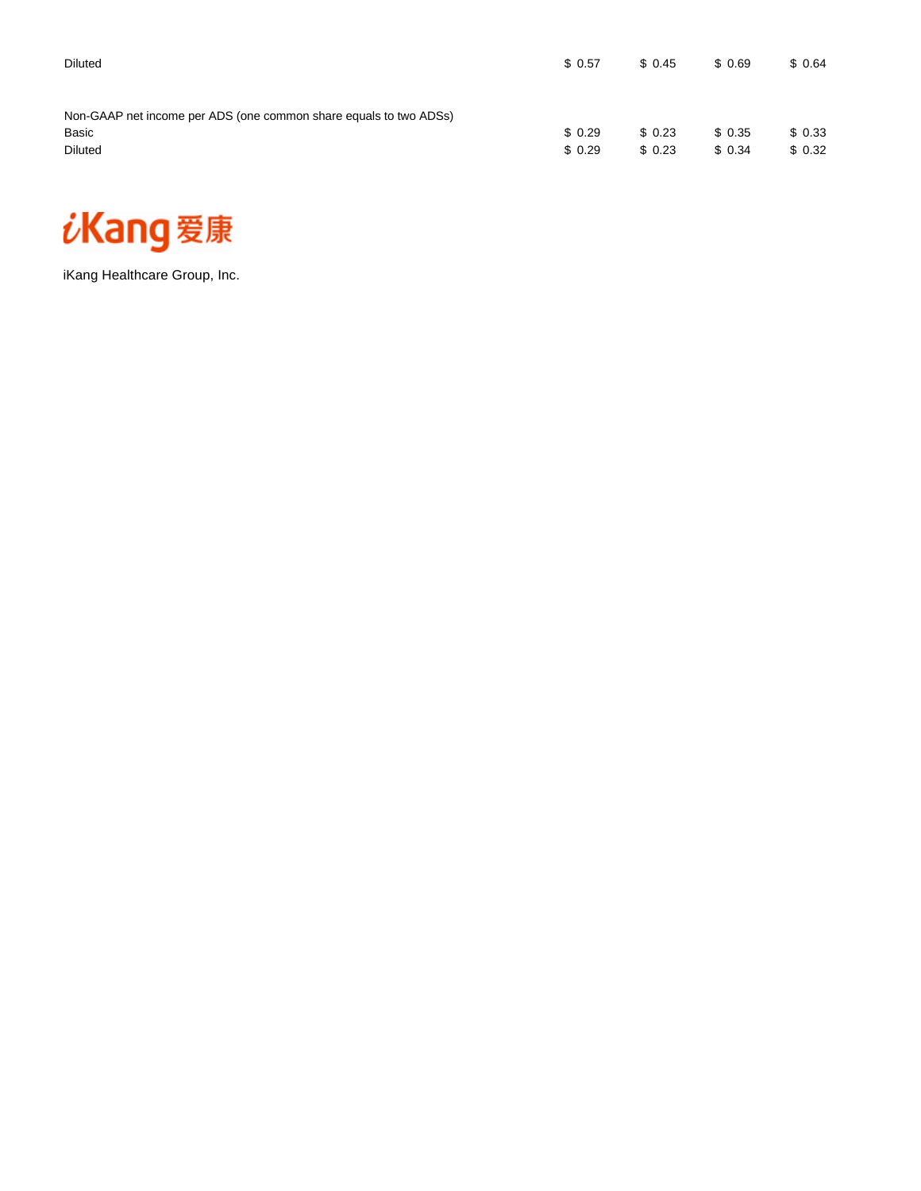| | | | | |
|---|---|---|---|---|
| Diluted | $ 0.57 | $ 0.45 | $ 0.69 | $ 0.64 |
| | | | | |
| Non-GAAP net income per ADS (one common share equals to two ADSs) | | | | |
| Basic | $ 0.29 | $ 0.23 | $ 0.35 | $ 0.33 |
| Diluted | $ 0.29 | $ 0.23 | $ 0.34 | $ 0.32 |

iKang 爱康

iKang Healthcare Group, Inc.